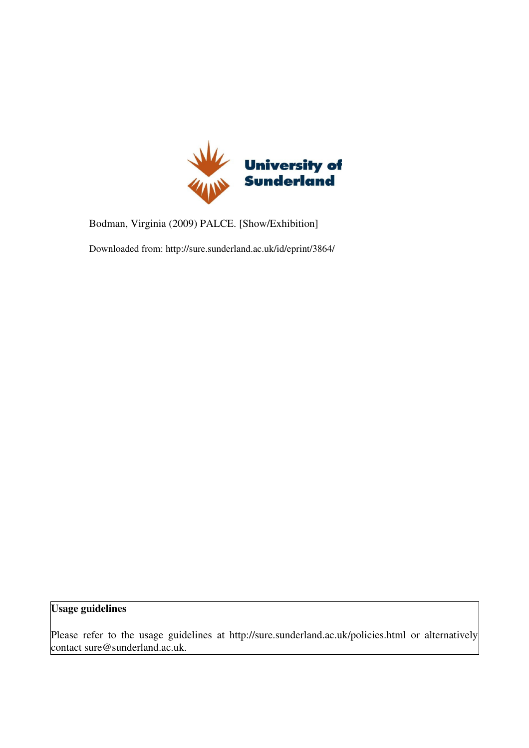University of Sunderland

Bodman, Virginia (2009) PALCE. [Show/Exhibition]

Downloaded from: http://sure.sunderland.ac.uk/id/eprint/3864/

**Usage guidelines**

Please refer to the usage guidelines at http://sure.sunderland.ac.uk/policies.html or alternatively contact sure@sunderland.ac.uk.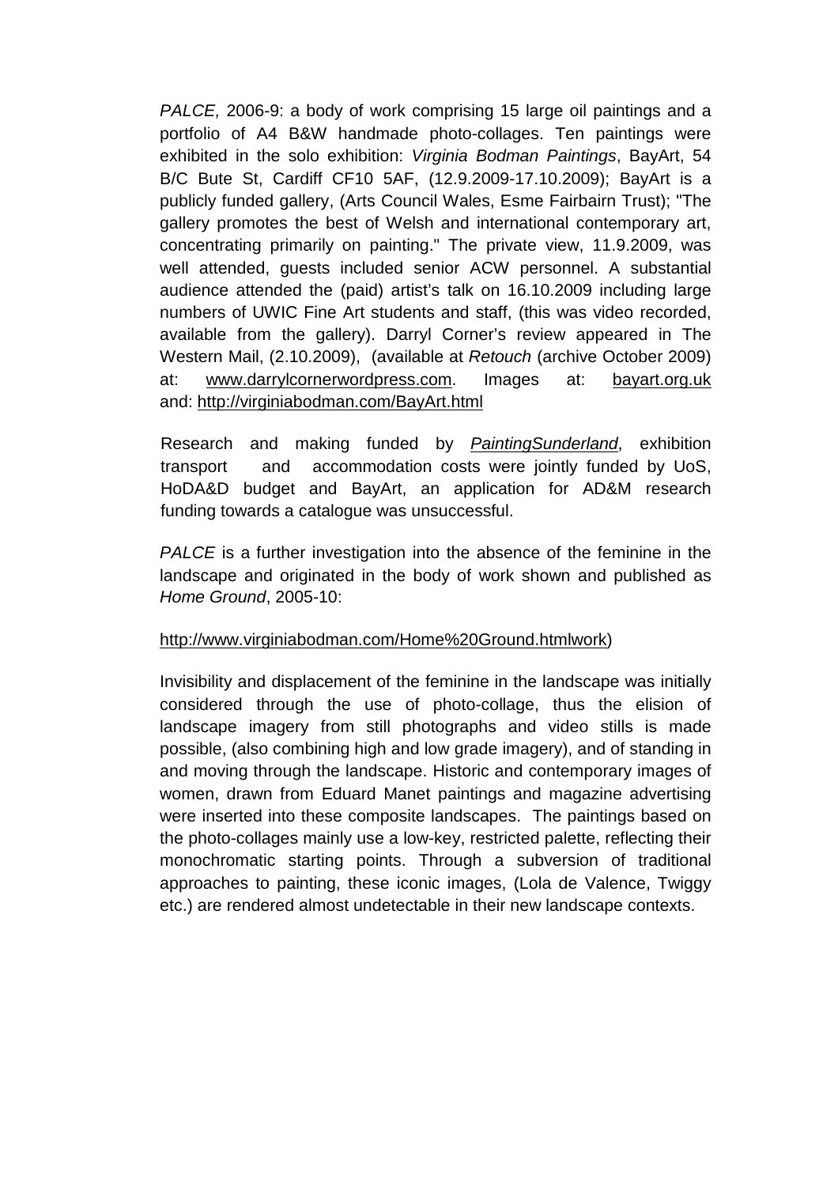*PALCE,* 2006-9: a body of work comprising 15 large oil paintings and a portfolio of A4 B&W handmade photo-collages. Ten paintings were exhibited in the solo exhibition: *Virginia Bodman Paintings*, BayArt, 54 B/C Bute St, Cardiff CF10 5AF, (12.9.2009-17.10.2009); BayArt is a publicly funded gallery, (Arts Council Wales, Esme Fairbairn Trust); "The gallery promotes the best of Welsh and international contemporary art, concentrating primarily on painting." The private view, 11.9.2009, was well attended, guests included senior ACW personnel. A substantial audience attended the (paid) artist's talk on 16.10.2009 including large numbers of UWIC Fine Art students and staff, (this was video recorded, available from the gallery). Darryl Corner's review appeared in The Western Mail, (2.10.2009), (available at *Retouch* (archive October 2009) at: www.darrylcornerwordpress.com. Images at: bayart.org.uk and: http://virginiabodman.com/BayArt.html

Research and making funded by *PaintingSunderland*, exhibition transport and accommodation costs were jointly funded by UoS, HoDA&D budget and BayArt, an application for AD&M research funding towards a catalogue was unsuccessful.

*PALCE* is a further investigation into the absence of the feminine in the landscape and originated in the body of work shown and published as *Home Ground*, 2005-10:

http://www.virginiabodman.com/Home%20Ground.htmlwork)

Invisibility and displacement of the feminine in the landscape was initially considered through the use of photo-collage, thus the elision of landscape imagery from still photographs and video stills is made possible, (also combining high and low grade imagery), and of standing in and moving through the landscape. Historic and contemporary images of women, drawn from Eduard Manet paintings and magazine advertising were inserted into these composite landscapes. The paintings based on the photo-collages mainly use a low-key, restricted palette, reflecting their monochromatic starting points. Through a subversion of traditional approaches to painting, these iconic images, (Lola de Valence, Twiggy etc.) are rendered almost undetectable in their new landscape contexts.